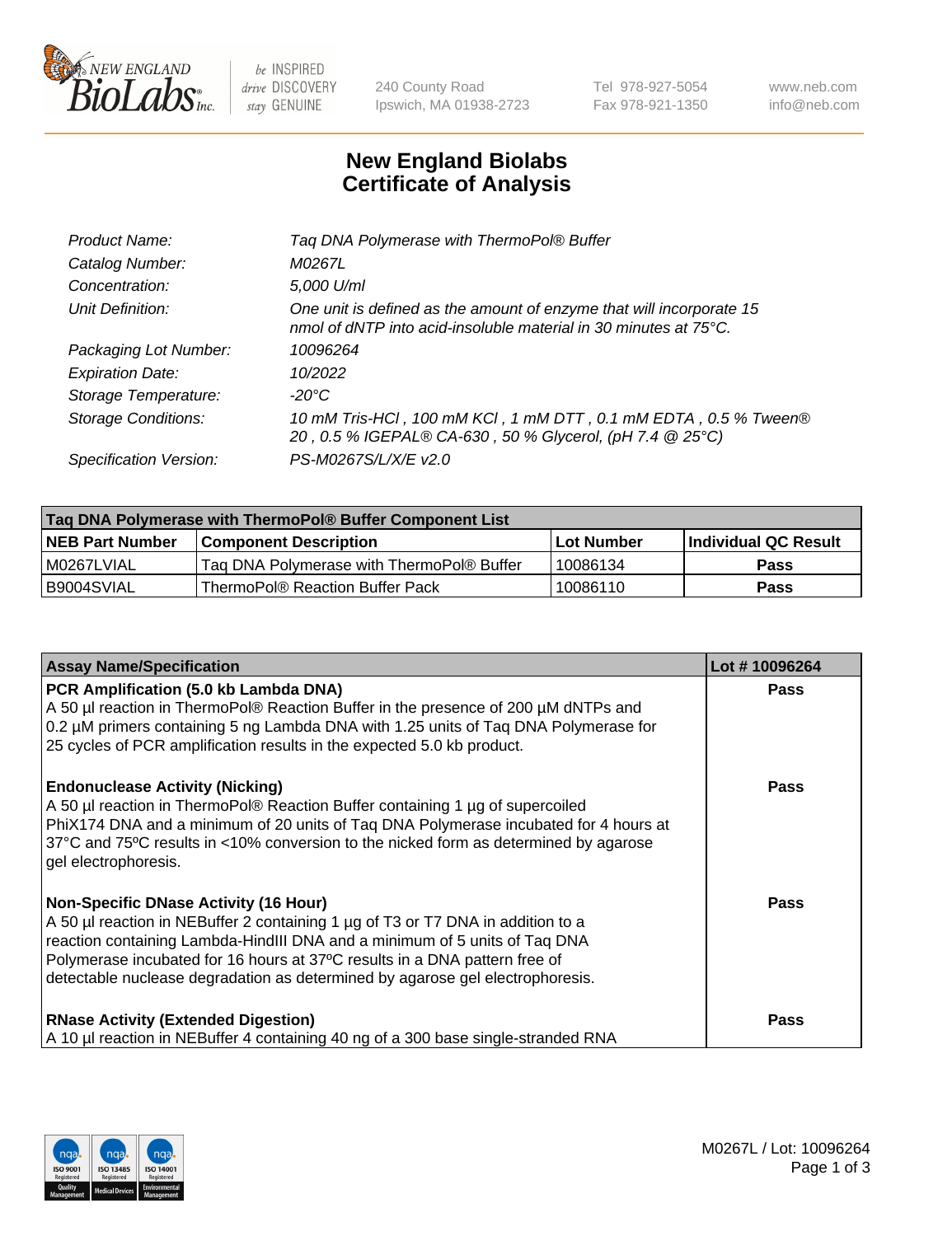# New England Biolabs Certificate of Analysis

| | |
|---|---|
| *Product Name:* | *Taq DNA Polymerase with ThermoPol® Buffer* |
| *Catalog Number:* | *M0267L* |
| *Concentration:* | *5,000 U/ml* |
| *Unit Definition:* | *One unit is defined as the amount of enzyme that will incorporate 15 nmol of dNTP into acid-insoluble material in 30 minutes at 75°C.* |
| *Packaging Lot Number:* | *10096264* |
| *Expiration Date:* | *10/2022* |
| *Storage Temperature:* | *-20°C* |
| *Storage Conditions:* | *10 mM Tris-HCl , 100 mM KCl , 1 mM DTT , 0.1 mM EDTA , 0.5 % Tween® 20 , 0.5 % IGEPAL® CA-630 , 50 % Glycerol, (pH 7.4 @ 25°C)* |
| *Specification Version:* | *PS-M0267S/L/X/E v2.0* |

| Taq DNA Polymerase with ThermoPol® Buffer Component List | | | |
|---|---|---|---|
| **NEB Part Number** | **Component Description** | **Lot Number** | **Individual QC Result** |
| M0267LVIAL | Taq DNA Polymerase with ThermoPol® Buffer | 10086134 | **Pass** |
| B9004SVIAL | ThermoPol® Reaction Buffer Pack | 10086110 | **Pass** |

| Assay Name/Specification | Lot # 10096264 |
|---|---|
| **PCR Amplification (5.0 kb Lambda DNA)** A 50 µl reaction in ThermoPol® Reaction Buffer in the presence of 200 µM dNTPs and 0.2 µM primers containing 5 ng Lambda DNA with 1.25 units of Taq DNA Polymerase for 25 cycles of PCR amplification results in the expected 5.0 kb product. | **Pass** |
| **Endonuclease Activity (Nicking)** A 50 µl reaction in ThermoPol® Reaction Buffer containing 1 µg of supercoiled PhiX174 DNA and a minimum of 20 units of Taq DNA Polymerase incubated for 4 hours at 37°C and 75°C results in <10% conversion to the nicked form as determined by agarose gel electrophoresis. | **Pass** |
| **Non-Specific DNase Activity (16 Hour)** A 50 µl reaction in NEBuffer 2 containing 1 µg of T3 or T7 DNA in addition to a reaction containing Lambda-HindIII DNA and a minimum of 5 units of Taq DNA Polymerase incubated for 16 hours at 37ºC results in a DNA pattern free of detectable nuclease degradation as determined by agarose gel electrophoresis. | **Pass** |
| **RNase Activity (Extended Digestion)** A 10 µl reaction in NEBuffer 4 containing 40 ng of a 300 base single-stranded RNA | **Pass** |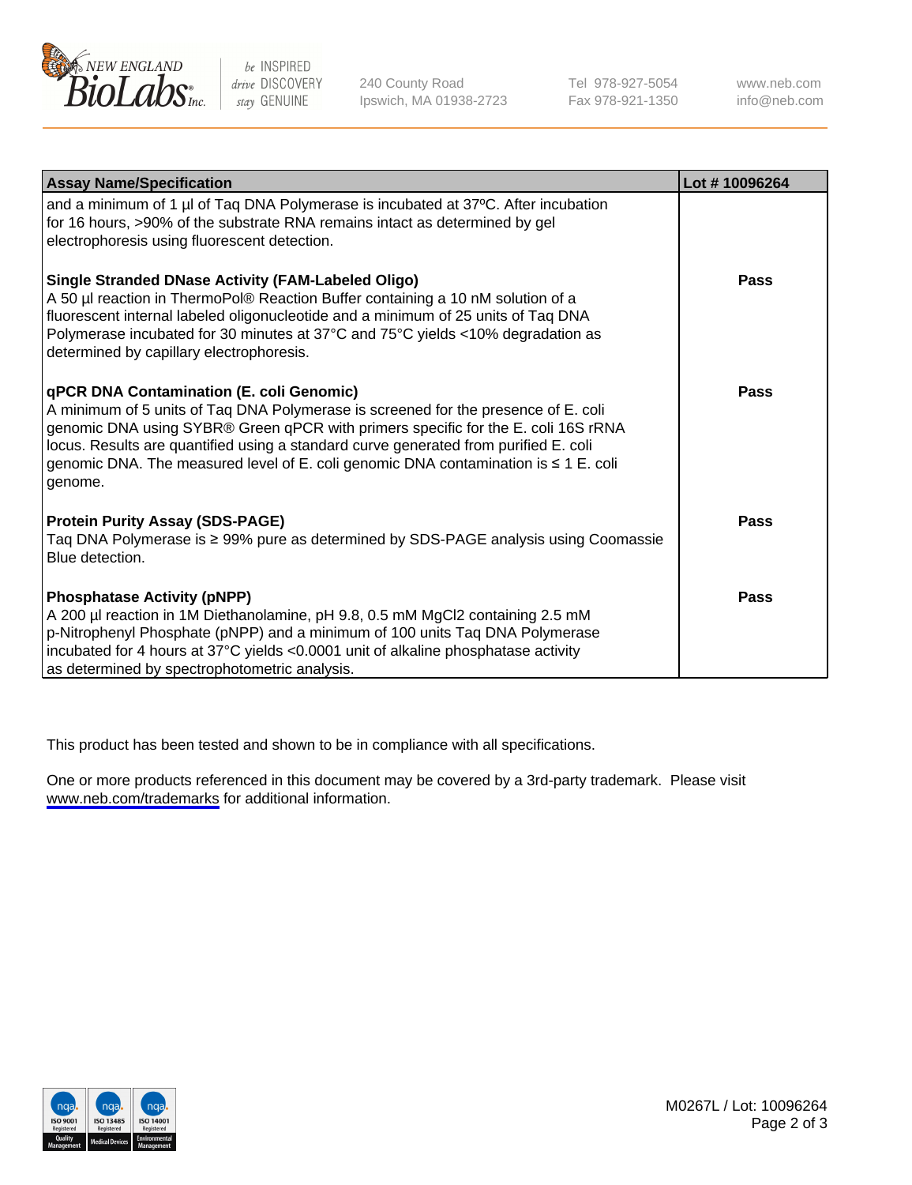| Assay Name/Specification | Lot # 10096264 |
|---|---|
| and a minimum of 1 µl of Taq DNA Polymerase is incubated at 37ºC. After incubation for 16 hours, >90% of the substrate RNA remains intact as determined by gel electrophoresis using fluorescent detection. | |
| **Single Stranded DNase Activity (FAM-Labeled Oligo)**<br>A 50 µl reaction in ThermoPol® Reaction Buffer containing a 10 nM solution of a fluorescent internal labeled oligonucleotide and a minimum of 25 units of Taq DNA Polymerase incubated for 30 minutes at 37°C and 75°C yields <10% degradation as determined by capillary electrophoresis. | **Pass** |
| **qPCR DNA Contamination (E. coli Genomic)**<br>A minimum of 5 units of Taq DNA Polymerase is screened for the presence of E. coli genomic DNA using SYBR® Green qPCR with primers specific for the E. coli 16S rRNA locus. Results are quantified using a standard curve generated from purified E. coli genomic DNA. The measured level of E. coli genomic DNA contamination is ≤ 1 E. coli genome. | **Pass** |
| **Protein Purity Assay (SDS-PAGE)**<br>Taq DNA Polymerase is ≥ 99% pure as determined by SDS-PAGE analysis using Coomassie Blue detection. | **Pass** |
| **Phosphatase Activity (pNPP)**<br>A 200 µl reaction in 1M Diethanolamine, pH 9.8, 0.5 mM $MgCl_2$ containing 2.5 mM p-Nitrophenyl Phosphate (pNPP) and a minimum of 100 units Taq DNA Polymerase incubated for 4 hours at 37°C yields <0.0001 unit of alkaline phosphatase activity as determined by spectrophotometric analysis. | **Pass** |

This product has been tested and shown to be in compliance with all specifications.

One or more products referenced in this document may be covered by a 3rd-party trademark. Please visit www.neb.com/trademarks for additional information.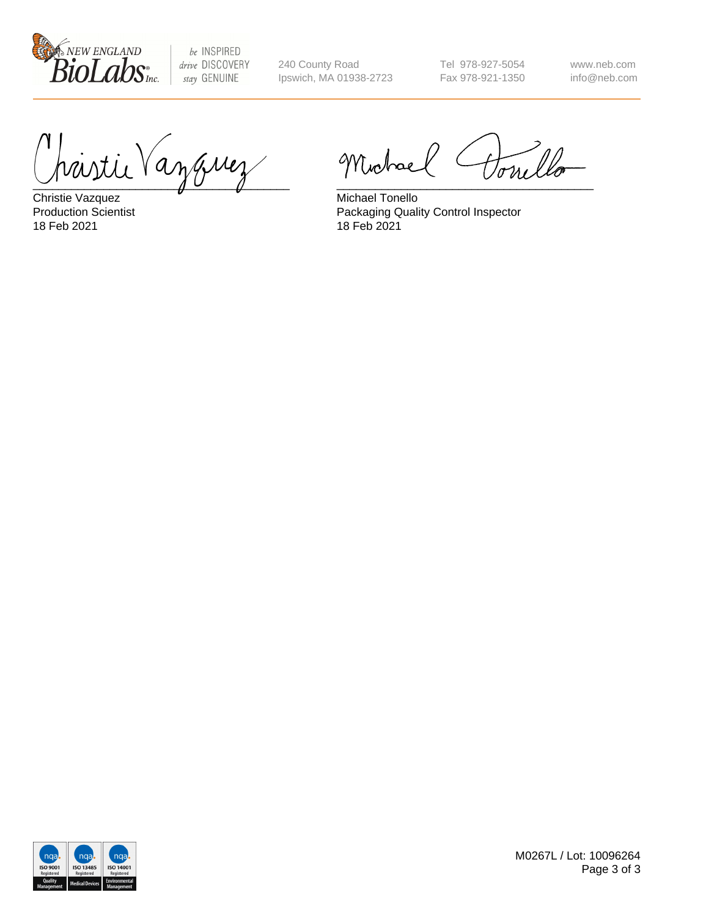Christie Vazquez
Production Scientist
18 Feb 2021

Michael Tonello
Packaging Quality Control Inspector
18 Feb 2021

M0267L / Lot: 10096264